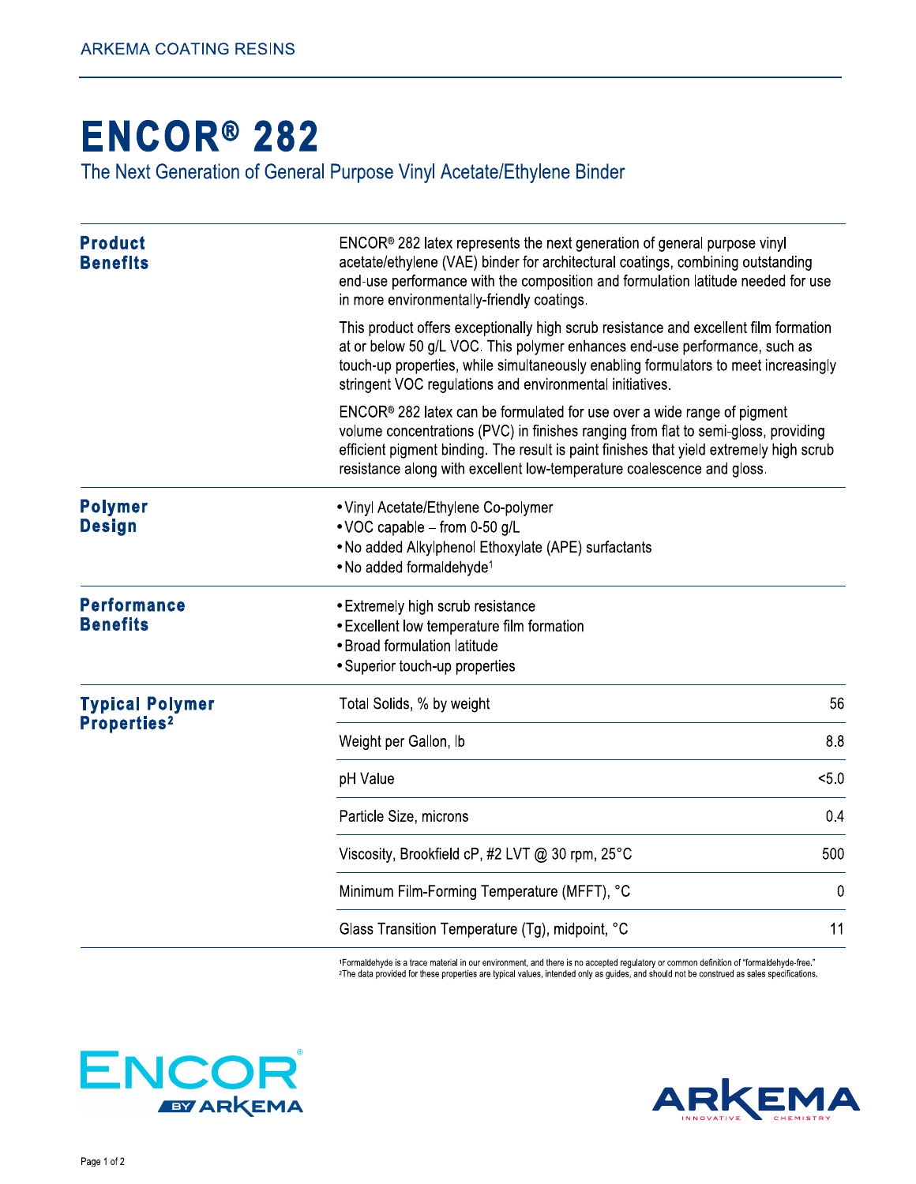# ENCOR® 282

## The Next Generation of General Purpose Vinyl Acetate/Ethylene Binder

### Product Benefits

ENCOR® 282 latex represents the next generation of general purpose vinyl acetate/ethylene (VAE) binder for architectural coatings, combining outstanding end-use performance with the composition and formulation latitude needed for use in more environmentally-friendly coatings.

This product offers exceptionally high scrub resistance and excellent film formation at or below 50 g/L VOC. This polymer enhances end-use performance, such as touch-up properties, while simultaneously enabling formulators to meet increasingly stringent VOC regulations and environmental initiatives.

ENCOR® 282 latex can be formulated for use over a wide range of pigment volume concentrations (PVC) in finishes ranging from flat to semi-gloss, providing efficient pigment binding. The result is paint finishes that yield extremely high scrub resistance along with excellent low-temperature coalescence and gloss.

### Polymer Design

- Vinyl Acetate/Ethylene Co-polymer
- VOC capable – from 0-50 g/L
- No added Alkylphenol Ethoxylate (APE) surfactants
- No added formaldehyde[1]

### Performance Benefits

- Extremely high scrub resistance
- Excellent low temperature film formation
- Broad formulation latitude
- Superior touch-up properties

### Typical Polymer Properties[2]

| Property | Value |
|---|---|
| Total Solids, % by weight | 56 |
| Weight per Gallon, lb | 8.8 |
| pH Value | <5.0 |
| Particle Size, microns | 0.4 |
| Viscosity, Brookfield cP, #2 LVT @ 30 rpm, 25°C | 500 |
| Minimum Film-Forming Temperature (MFFT), °C | 0 |
| Glass Transition Temperature (Tg), midpoint, °C | 11 |

[1]Formaldehyde is a trace material in our environment, and there is no accepted regulatory or common definition of "formaldehyde-free."
[2]The data provided for these properties are typical values, intended only as guides, and should not be construed as sales specifications.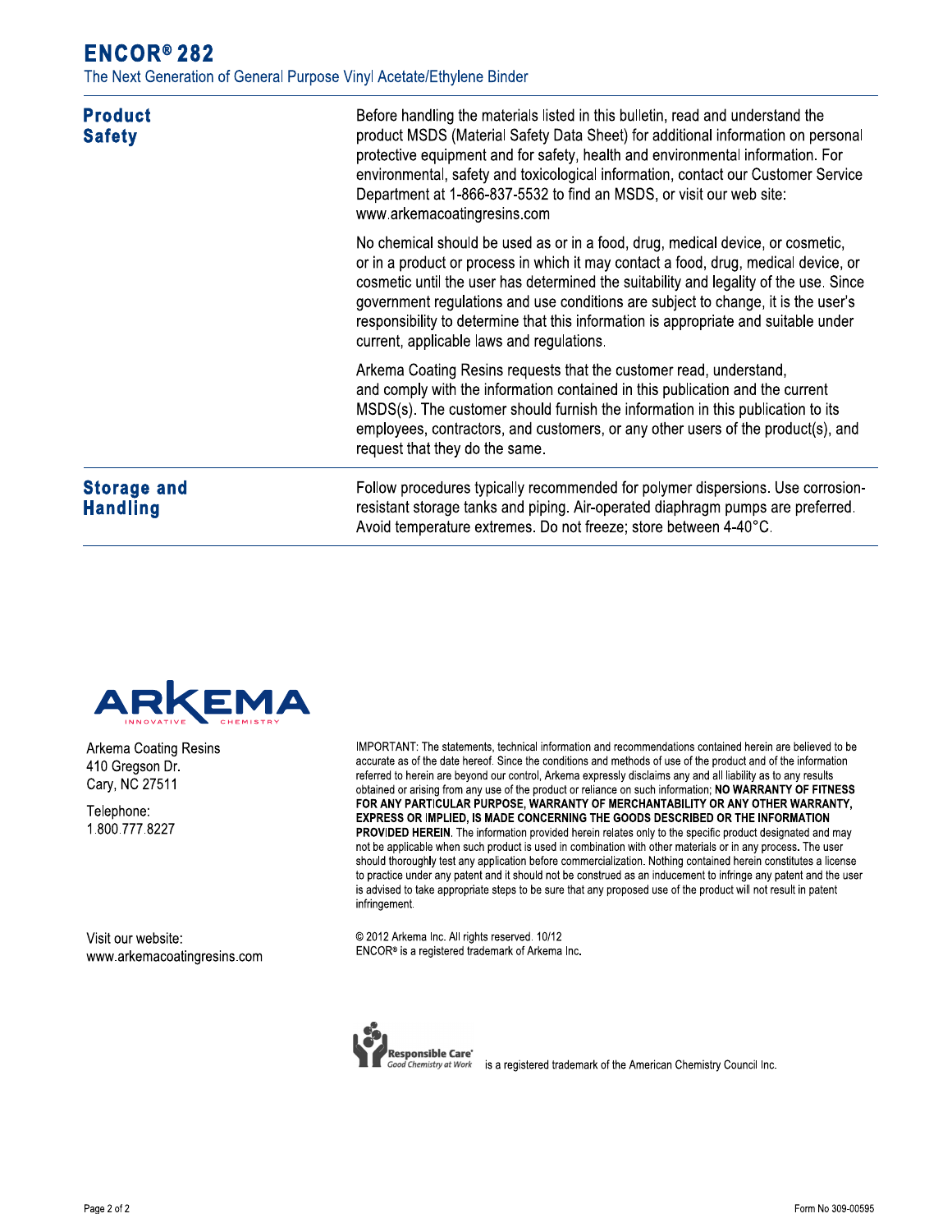## Product Safety

Before handling the materials listed in this bulletin, read and understand the product MSDS (Material Safety Data Sheet) for additional information on personal protective equipment and for safety, health and environmental information. For environmental, safety and toxicological information, contact our Customer Service Department at 1-866-837-5532 to find an MSDS, or visit our web site: www.arkemacoatingresins.com

No chemical should be used as or in a food, drug, medical device, or cosmetic, or in a product or process in which it may contact a food, drug, medical device, or cosmetic until the user has determined the suitability and legality of the use. Since government regulations and use conditions are subject to change, it is the user's responsibility to determine that this information is appropriate and suitable under current, applicable laws and regulations.

Arkema Coating Resins requests that the customer read, understand, and comply with the information contained in this publication and the current MSDS(s). The customer should furnish the information in this publication to its employees, contractors, and customers, or any other users of the product(s), and request that they do the same.

## Storage and Handling

Follow procedures typically recommended for polymer dispersions. Use corrosion-resistant storage tanks and piping. Air-operated diaphragm pumps are preferred. Avoid temperature extremes. Do not freeze; store between 4-40°C.

ARKEMA
INNOVATIVE CHEMISTRY

Arkema Coating Resins
410 Gregson Dr.
Cary, NC 27511

Telephone:
1.800.777.8227

Visit our website:
www.arkemacoatingresins.com

IMPORTANT: The statements, technical information and recommendations contained herein are believed to be accurate as of the date hereof. Since the conditions and methods of use of the product and of the information referred to herein are beyond our control, Arkema expressly disclaims any and all liability as to any results obtained or arising from any use of the product or reliance on such information; **NO WARRANTY OF FITNESS FOR ANY PARTICULAR PURPOSE, WARRANTY OF MERCHANTABILITY OR ANY OTHER WARRANTY, EXPRESS OR IMPLIED, IS MADE CONCERNING THE GOODS DESCRIBED OR THE INFORMATION PROVIDED HEREIN**. The information provided herein relates only to the specific product designated and may not be applicable when such product is used in combination with other materials or in any process. The user should thoroughly test any application before commercialization. Nothing contained herein constitutes a license to practice under any patent and it should not be construed as an inducement to infringe any patent and the user is advised to take appropriate steps to be sure that any proposed use of the product will not result in patent infringement.

© 2012 Arkema Inc. All rights reserved. 10/12
ENCOR® is a registered trademark of Arkema Inc.

Responsible Care® Good Chemistry at Work is a registered trademark of the American Chemistry Council Inc.

Form No 309-00595